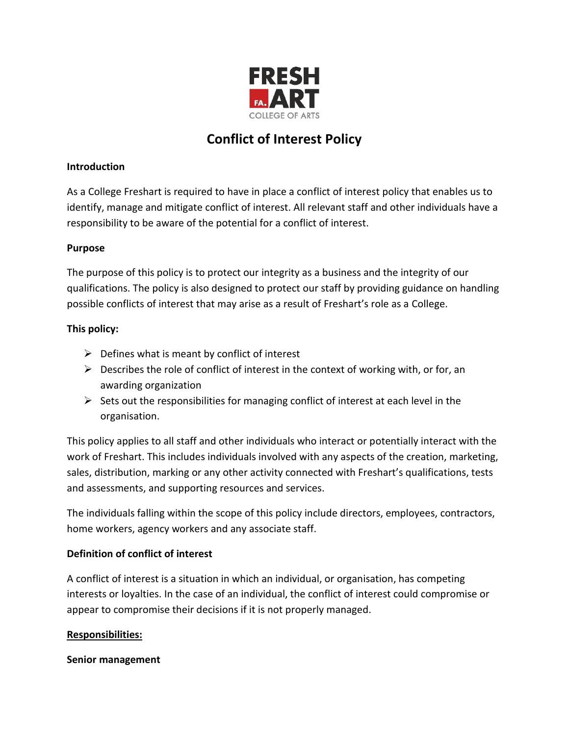FRESH

FA. ART

COLLEGE OF ARTS

# Conflict of Interest Policy

**Introduction**

As a College Freshart is required to have in place a conflict of interest policy that enables us to identify, manage and mitigate conflict of interest. All relevant staff and other individuals have a responsibility to be aware of the potential for a conflict of interest.

**Purpose**

The purpose of this policy is to protect our integrity as a business and the integrity of our qualifications. The policy is also designed to protect our staff by providing guidance on handling possible conflicts of interest that may arise as a result of Freshart's role as a College.

**This policy:**

- Defines what is meant by conflict of interest
- Describes the role of conflict of interest in the context of working with, or for, an awarding organization
- Sets out the responsibilities for managing conflict of interest at each level in the organisation.

This policy applies to all staff and other individuals who interact or potentially interact with the work of Freshart. This includes individuals involved with any aspects of the creation, marketing, sales, distribution, marking or any other activity connected with Freshart's qualifications, tests and assessments, and supporting resources and services.

The individuals falling within the scope of this policy include directors, employees, contractors, home workers, agency workers and any associate staff.

**Definition of conflict of interest**

A conflict of interest is a situation in which an individual, or organisation, has competing interests or loyalties. In the case of an individual, the conflict of interest could compromise or appear to compromise their decisions if it is not properly managed.

**<u>Responsibilities:</u>**

**Senior management**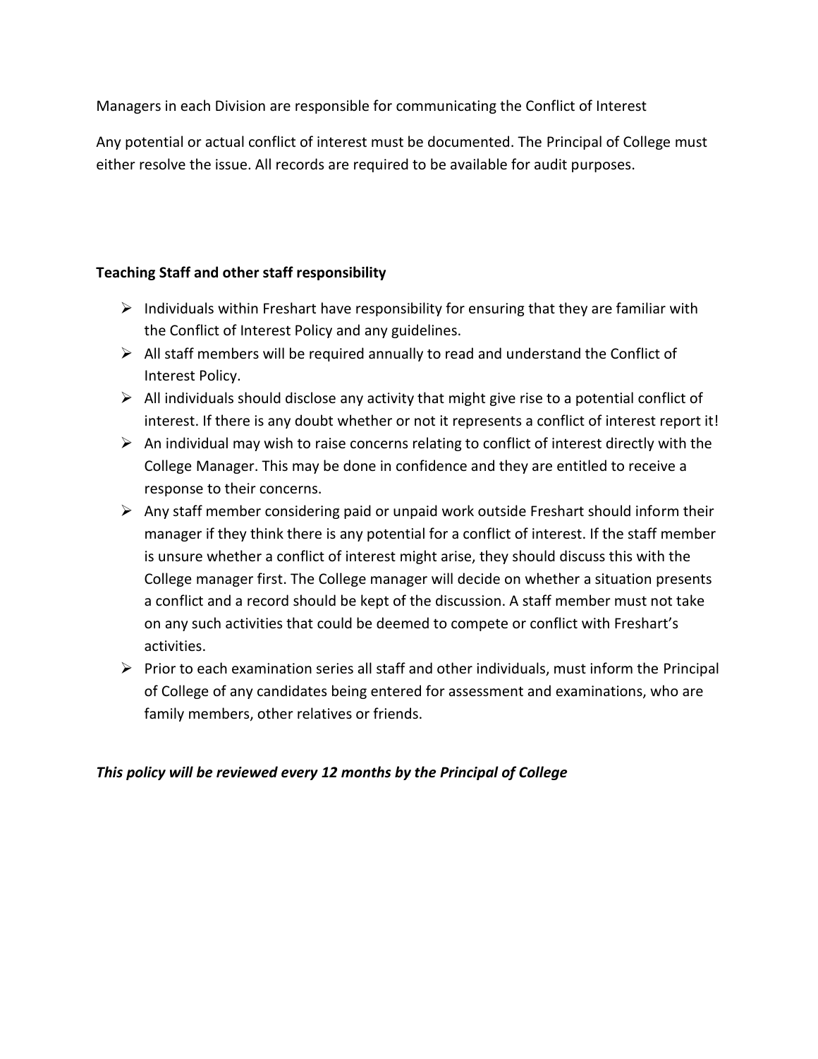Managers in each Division are responsible for communicating the Conflict of Interest

Any potential or actual conflict of interest must be documented. The Principal of College must either resolve the issue. All records are required to be available for audit purposes.

**Teaching Staff and other staff responsibility**

- Individuals within Freshart have responsibility for ensuring that they are familiar with the Conflict of Interest Policy and any guidelines.
- All staff members will be required annually to read and understand the Conflict of Interest Policy.
- All individuals should disclose any activity that might give rise to a potential conflict of interest. If there is any doubt whether or not it represents a conflict of interest report it!
- An individual may wish to raise concerns relating to conflict of interest directly with the College Manager. This may be done in confidence and they are entitled to receive a response to their concerns.
- Any staff member considering paid or unpaid work outside Freshart should inform their manager if they think there is any potential for a conflict of interest. If the staff member is unsure whether a conflict of interest might arise, they should discuss this with the College manager first. The College manager will decide on whether a situation presents a conflict and a record should be kept of the discussion. A staff member must not take on any such activities that could be deemed to compete or conflict with Freshart's activities.
- Prior to each examination series all staff and other individuals, must inform the Principal of College of any candidates being entered for assessment and examinations, who are family members, other relatives or friends.

***This policy will be reviewed every 12 months by the Principal of College***